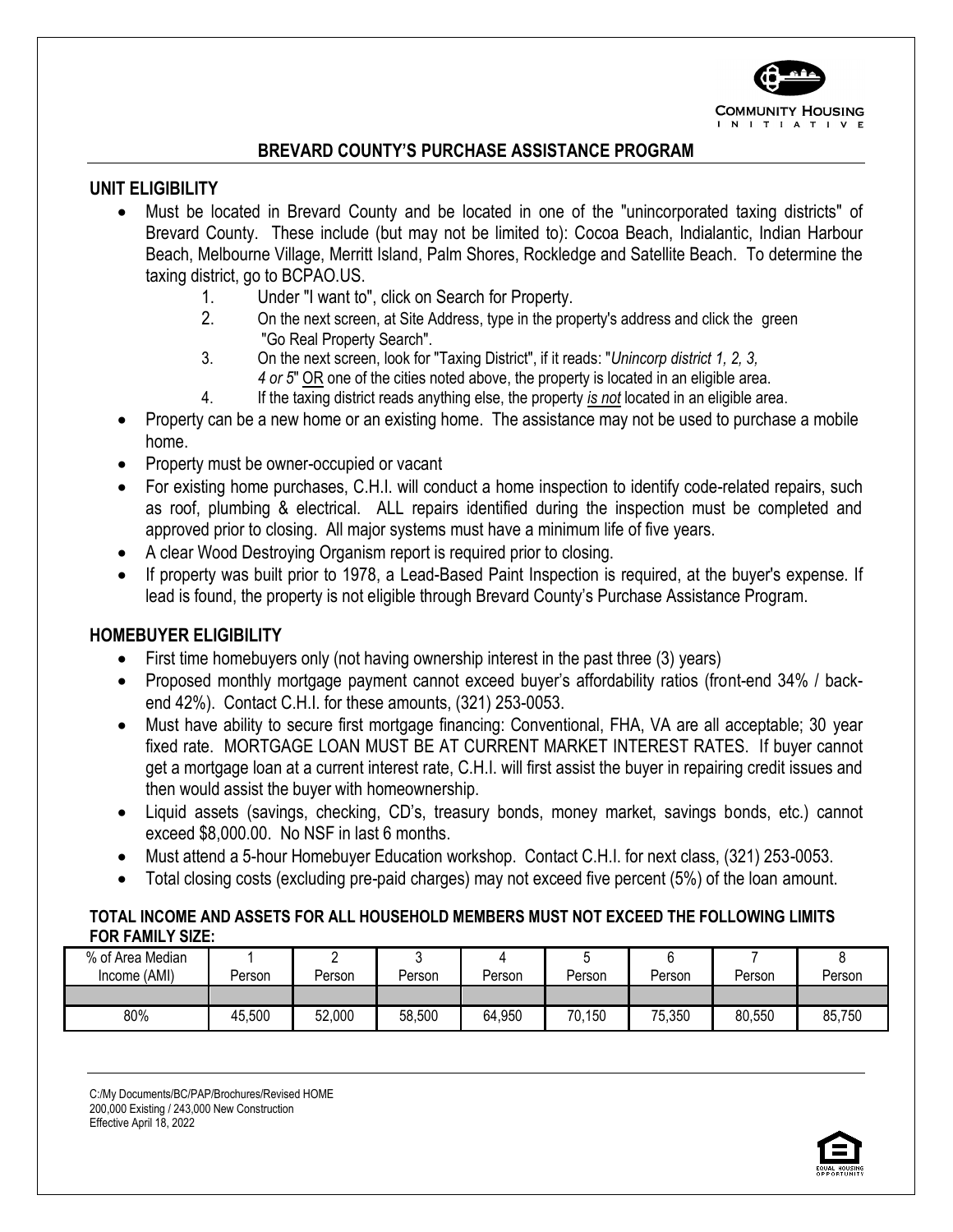COMMUNITY HOUSING INITIATIVE

# BREVARD COUNTY'S PURCHASE ASSISTANCE PROGRAM

## UNIT ELIGIBILITY

- Must be located in Brevard County and be located in one of the "unincorporated taxing districts" of Brevard County. These include (but may not be limited to): Cocoa Beach, Indialantic, Indian Harbour Beach, Melbourne Village, Merritt Island, Palm Shores, Rockledge and Satellite Beach. To determine the taxing district, go to BCPAO.US.
    1. Under "I want to", click on Search for Property.
    2. On the next screen, at Site Address, type in the property's address and click the green "Go Real Property Search".
    3. On the next screen, look for "Taxing District", if it reads: "*Unincorp district 1, 2, 3, 4 or 5*" OR one of the cities noted above, the property is located in an eligible area.
    4. If the taxing district reads anything else, the property ***is not*** located in an eligible area.
- Property can be a new home or an existing home. The assistance may not be used to purchase a mobile home.
- Property must be owner-occupied or vacant
- For existing home purchases, C.H.I. will conduct a home inspection to identify code-related repairs, such as roof, plumbing & electrical. ALL repairs identified during the inspection must be completed and approved prior to closing. All major systems must have a minimum life of five years.
- A clear Wood Destroying Organism report is required prior to closing.
- If property was built prior to 1978, a Lead-Based Paint Inspection is required, at the buyer's expense. If lead is found, the property is not eligible through Brevard County's Purchase Assistance Program.

## HOMEBUYER ELIGIBILITY

- First time homebuyers only (not having ownership interest in the past three (3) years)
- Proposed monthly mortgage payment cannot exceed buyer's affordability ratios (front-end 34% / back-end 42%). Contact C.H.I. for these amounts, (321) 253-0053.
- Must have ability to secure first mortgage financing: Conventional, FHA, VA are all acceptable; 30 year fixed rate. MORTGAGE LOAN MUST BE AT CURRENT MARKET INTEREST RATES. If buyer cannot get a mortgage loan at a current interest rate, C.H.I. will first assist the buyer in repairing credit issues and then would assist the buyer with homeownership.
- Liquid assets (savings, checking, CD's, treasury bonds, money market, savings bonds, etc.) cannot exceed $8,000.00. No NSF in last 6 months.
- Must attend a 5-hour Homebuyer Education workshop. Contact C.H.I. for next class, (321) 253-0053.
- Total closing costs (excluding pre-paid charges) may not exceed five percent (5%) of the loan amount.

**TOTAL INCOME AND ASSETS FOR ALL HOUSEHOLD MEMBERS MUST NOT EXCEED THE FOLLOWING LIMITS FOR FAMILY SIZE:**

| % of Area Median Income (AMI) | 1 Person | 2 Person | 3 Person | 4 Person | 5 Person | 6 Person | 7 Person | 8 Person |
|---|---|---|---|---|---|---|---|---|
| | | | | | | | | |
| 80% | 45,500 | 52,000 | 58,500 | 64,950 | 70,150 | 75,350 | 80,550 | 85,750 |

C:/My Documents/BC/PAP/Brochures/Revised HOME
200,000 Existing / 243,000 New Construction
Effective April 18, 2022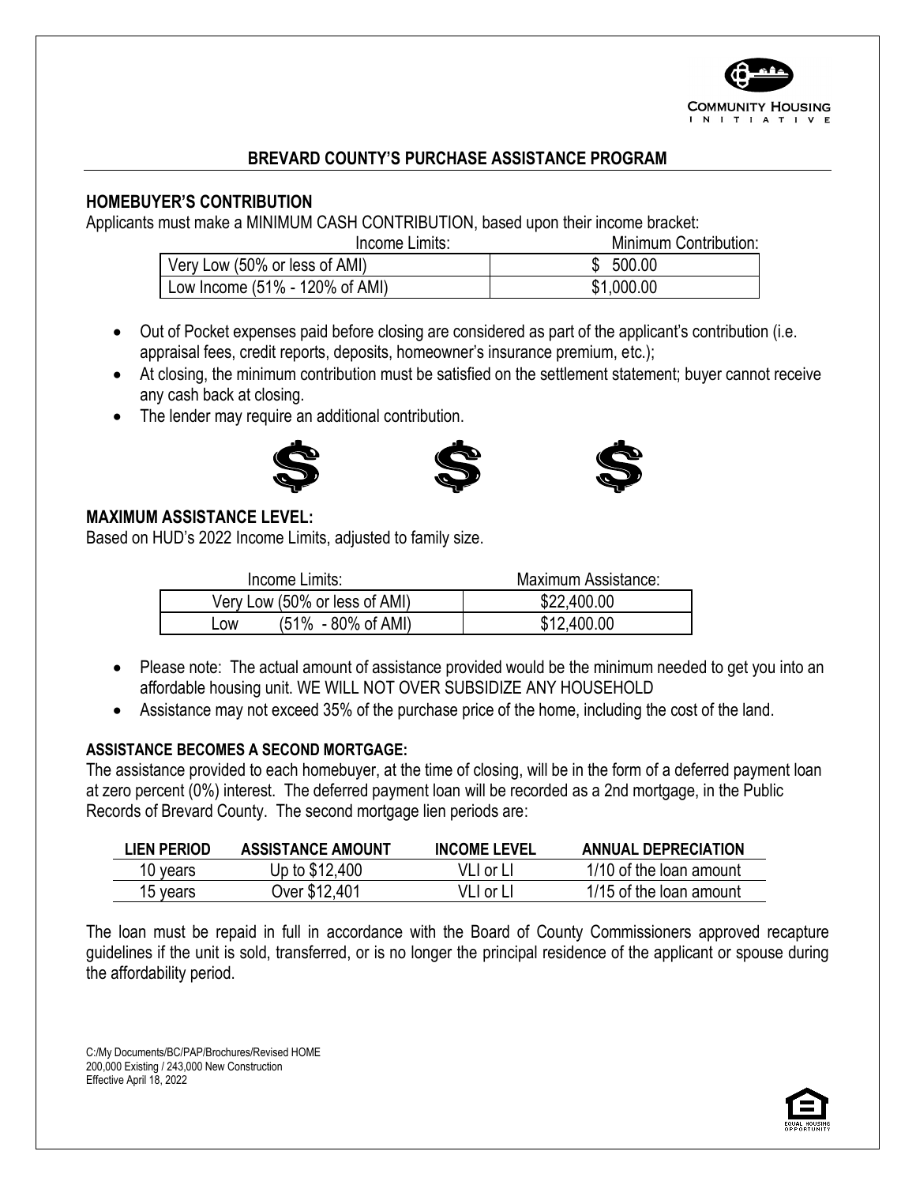COMMUNITY HOUSING INITIATIVE

## BREVARD COUNTY'S PURCHASE ASSISTANCE PROGRAM

### HOMEBUYER'S CONTRIBUTION

Applicants must make a MINIMUM CASH CONTRIBUTION, based upon their income bracket:

| Income Limits: | Minimum Contribution: |
|---|---|
| Very Low (50% or less of AMI) | $ 500.00 |
| Low Income (51% - 120% of AMI) | $1,000.00 |

- Out of Pocket expenses paid before closing are considered as part of the applicant's contribution (i.e. appraisal fees, credit reports, deposits, homeowner's insurance premium, etc.);
- At closing, the minimum contribution must be satisfied on the settlement statement; buyer cannot receive any cash back at closing.
- The lender may require an additional contribution.

### MAXIMUM ASSISTANCE LEVEL:

Based on HUD's 2022 Income Limits, adjusted to family size.

| Income Limits: | Maximum Assistance: |
|---|---|
| Very Low (50% or less of AMI) | $22,400.00 |
| Low (51% - 80% of AMI) | $12,400.00 |

- Please note: The actual amount of assistance provided would be the minimum needed to get you into an affordable housing unit. WE WILL NOT OVER SUBSIDIZE ANY HOUSEHOLD
- Assistance may not exceed 35% of the purchase price of the home, including the cost of the land.

#### ASSISTANCE BECOMES A SECOND MORTGAGE:

The assistance provided to each homebuyer, at the time of closing, will be in the form of a deferred payment loan at zero percent (0%) interest. The deferred payment loan will be recorded as a 2nd mortgage, in the Public Records of Brevard County. The second mortgage lien periods are:

| LIEN PERIOD | ASSISTANCE AMOUNT | INCOME LEVEL | ANNUAL DEPRECIATION |
|---|---|---|---|
| 10 years | Up to $12,400 | VLI or LI | 1/10 of the loan amount |
| 15 years | Over $12,401 | VLI or LI | 1/15 of the loan amount |

The loan must be repaid in full in accordance with the Board of County Commissioners approved recapture guidelines if the unit is sold, transferred, or is no longer the principal residence of the applicant or spouse during the affordability period.

C:/My Documents/BC/PAP/Brochures/Revised HOME
200,000 Existing / 243,000 New Construction
Effective April 18, 2022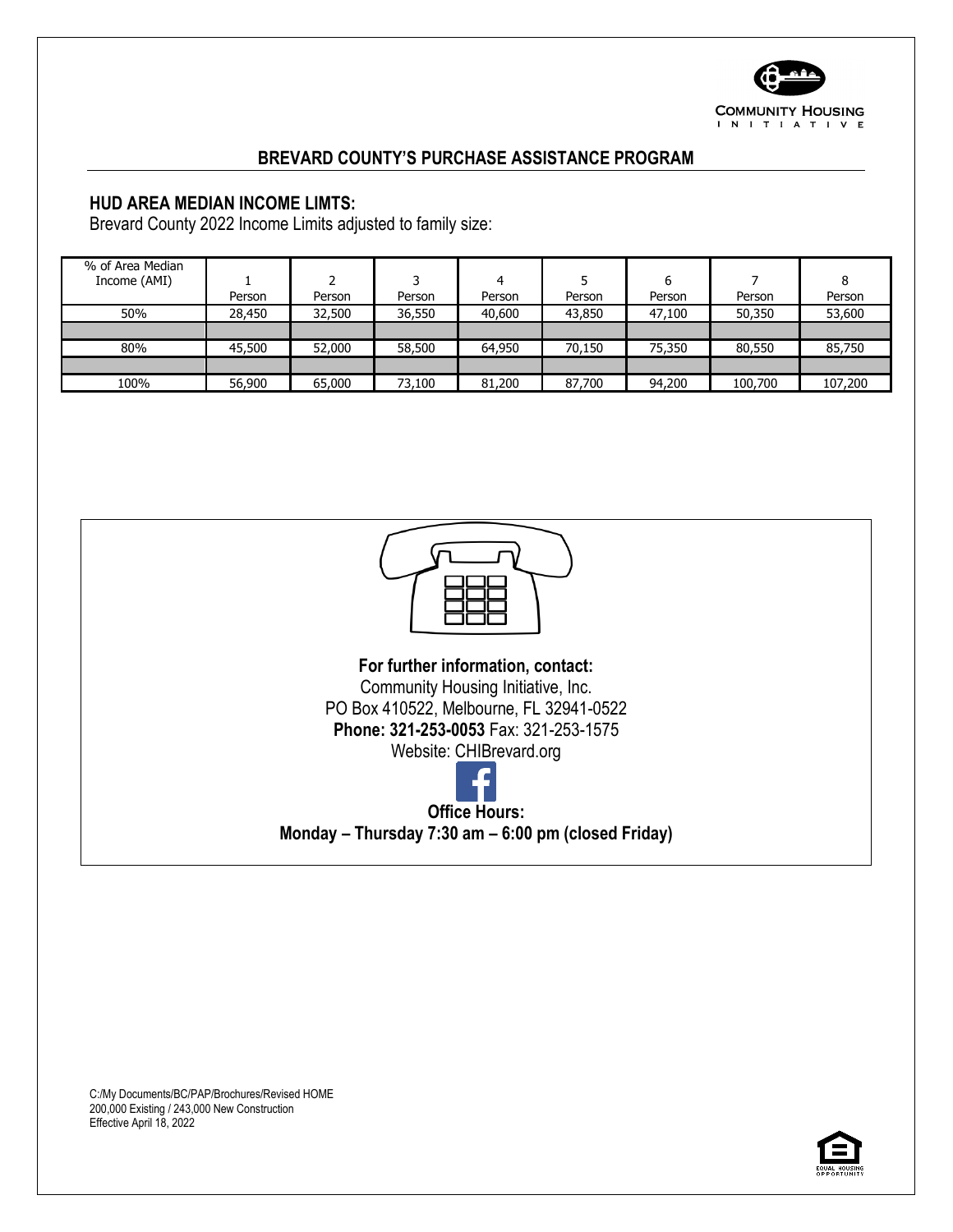COMMUNITY HOUSING INITIATIVE

## BREVARD COUNTY'S PURCHASE ASSISTANCE PROGRAM

### HUD AREA MEDIAN INCOME LIMTS:

Brevard County 2022 Income Limits adjusted to family size:

| % of Area Median Income (AMI) | 1 Person | 2 Person | 3 Person | 4 Person | 5 Person | 6 Person | 7 Person | 8 Person |
|---|---|---|---|---|---|---|---|---|
| 50% | 28,450 | 32,500 | 36,550 | 40,600 | 43,850 | 47,100 | 50,350 | 53,600 |
| | | | | | | | | |
| 80% | 45,500 | 52,000 | 58,500 | 64,950 | 70,150 | 75,350 | 80,550 | 85,750 |
| | | | | | | | | |
| 100% | 56,900 | 65,000 | 73,100 | 81,200 | 87,700 | 94,200 | 100,700 | 107,200 |

**For further information, contact:**
Community Housing Initiative, Inc.
PO Box 410522, Melbourne, FL 32941-0522
**Phone: 321-253-0053** Fax: 321-253-1575
Website: CHIBrevard.org

**Office Hours:**
**Monday – Thursday 7:30 am – 6:00 pm (closed Friday)**

C:/My Documents/BC/PAP/Brochures/Revised HOME
200,000 Existing / 243,000 New Construction
Effective April 18, 2022

EQUAL HOUSING OPPORTUNITY